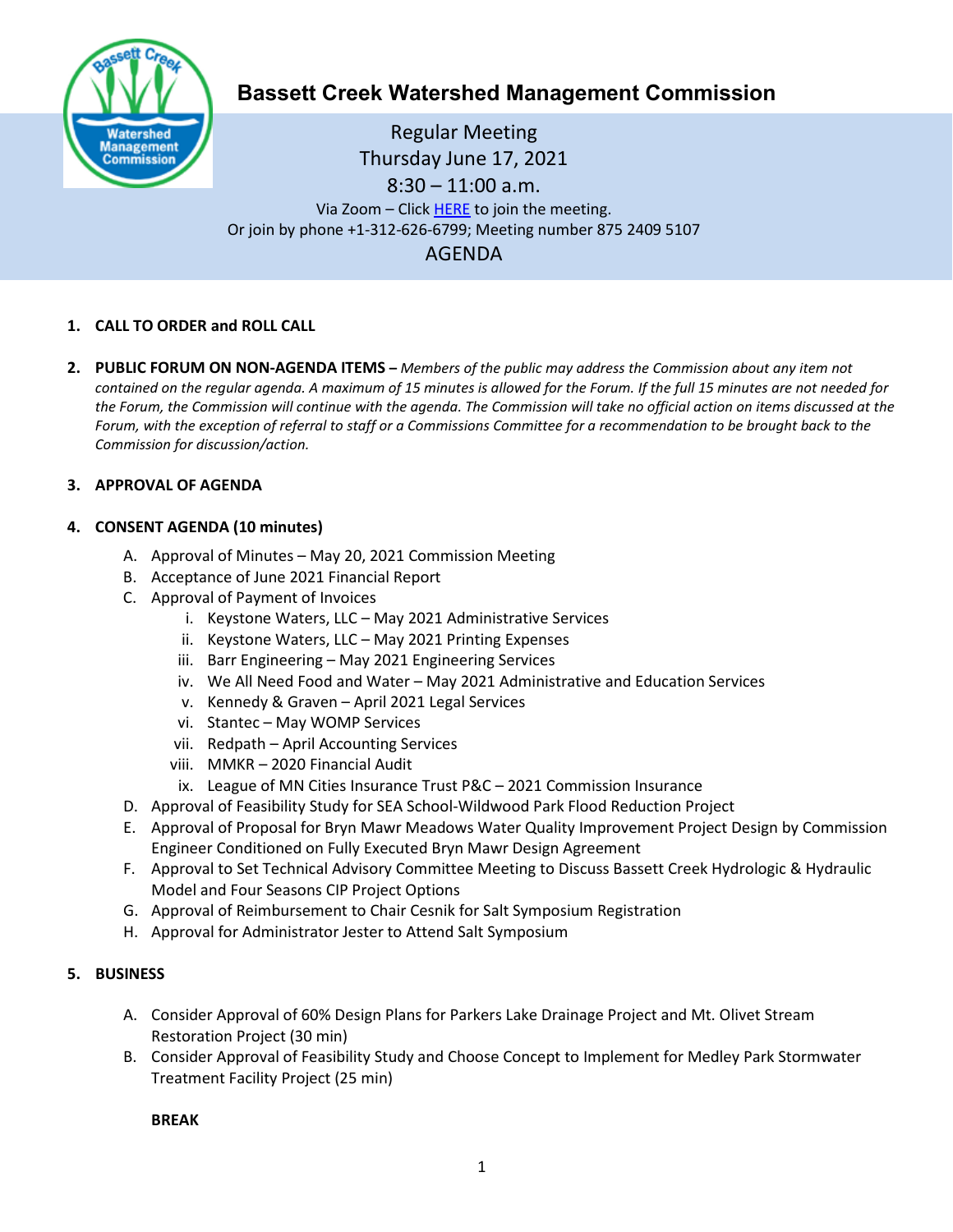# Bassett Creek Watershed Management Commission

Regular Meeting
Thursday June 17, 2021
8:30 – 11:00 a.m.

Via Zoom – Click [HERE](#) to join the meeting.
Or join by phone +1-312-626-6799; Meeting number 875 2409 5107

AGENDA

1. **CALL TO ORDER and ROLL CALL**

2. **PUBLIC FORUM ON NON-AGENDA ITEMS –** *Members of the public may address the Commission about any item not contained on the regular agenda. A maximum of 15 minutes is allowed for the Forum. If the full 15 minutes are not needed for the Forum, the Commission will continue with the agenda. The Commission will take no official action on items discussed at the Forum, with the exception of referral to staff or a Commissions Committee for a recommendation to be brought back to the Commission for discussion/action.*

3. **APPROVAL OF AGENDA**

4. **CONSENT AGENDA (10 minutes)**
   A. Approval of Minutes – May 20, 2021 Commission Meeting
   B. Acceptance of June 2021 Financial Report
   C. Approval of Payment of Invoices
      i. Keystone Waters, LLC – May 2021 Administrative Services
      ii. Keystone Waters, LLC – May 2021 Printing Expenses
      iii. Barr Engineering – May 2021 Engineering Services
      iv. We All Need Food and Water – May 2021 Administrative and Education Services
      v. Kennedy & Graven – April 2021 Legal Services
      vi. Stantec – May WOMP Services
      vii. Redpath – April Accounting Services
      viii. MMKR – 2020 Financial Audit
      ix. League of MN Cities Insurance Trust P&C – 2021 Commission Insurance
   D. Approval of Feasibility Study for SEA School-Wildwood Park Flood Reduction Project
   E. Approval of Proposal for Bryn Mawr Meadows Water Quality Improvement Project Design by Commission Engineer Conditioned on Fully Executed Bryn Mawr Design Agreement
   F. Approval to Set Technical Advisory Committee Meeting to Discuss Bassett Creek Hydrologic & Hydraulic Model and Four Seasons CIP Project Options
   G. Approval of Reimbursement to Chair Cesnik for Salt Symposium Registration
   H. Approval for Administrator Jester to Attend Salt Symposium

5. **BUSINESS**
   A. Consider Approval of 60% Design Plans for Parkers Lake Drainage Project and Mt. Olivet Stream Restoration Project (30 min)
   B. Consider Approval of Feasibility Study and Choose Concept to Implement for Medley Park Stormwater Treatment Facility Project (25 min)

   **BREAK**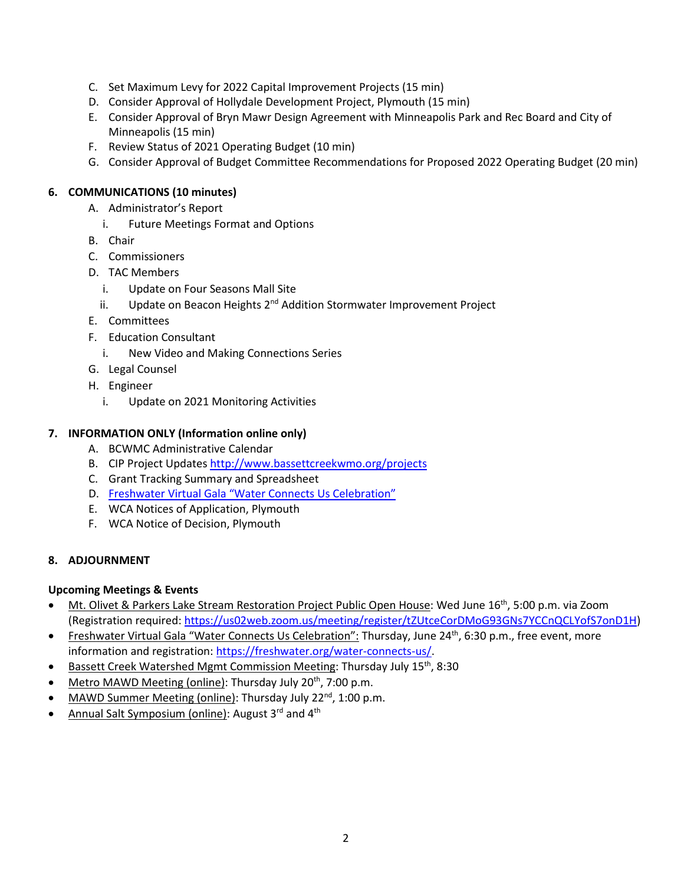C. Set Maximum Levy for 2022 Capital Improvement Projects (15 min)
D. Consider Approval of Hollydale Development Project, Plymouth (15 min)
E. Consider Approval of Bryn Mawr Design Agreement with Minneapolis Park and Rec Board and City of Minneapolis (15 min)
F. Review Status of 2021 Operating Budget (10 min)
G. Consider Approval of Budget Committee Recommendations for Proposed 2022 Operating Budget (20 min)

**6. COMMUNICATIONS (10 minutes)**

A. Administrator's Report
   i. Future Meetings Format and Options
B. Chair
C. Commissioners
D. TAC Members
   i. Update on Four Seasons Mall Site
   ii. Update on Beacon Heights 2nd Addition Stormwater Improvement Project
E. Committees
F. Education Consultant
   i. New Video and Making Connections Series
G. Legal Counsel
H. Engineer
   i. Update on 2021 Monitoring Activities

**7. INFORMATION ONLY (Information online only)**

A. BCWMC Administrative Calendar
B. CIP Project Updates http://www.bassettcreekwmo.org/projects
C. Grant Tracking Summary and Spreadsheet
D. Freshwater Virtual Gala "Water Connects Us Celebration"
E. WCA Notices of Application, Plymouth
F. WCA Notice of Decision, Plymouth

**8. ADJOURNMENT**

**Upcoming Meetings & Events**

- Mt. Olivet & Parkers Lake Stream Restoration Project Public Open House: Wed June 16th, 5:00 p.m. via Zoom (Registration required: https://us02web.zoom.us/meeting/register/tZUtceCorDMoG93GNs7YCCnQCLYofS7onD1H)
- Freshwater Virtual Gala "Water Connects Us Celebration": Thursday, June 24th, 6:30 p.m., free event, more information and registration: https://freshwater.org/water-connects-us/.
- Bassett Creek Watershed Mgmt Commission Meeting: Thursday July 15th, 8:30
- Metro MAWD Meeting (online): Thursday July 20th, 7:00 p.m.
- MAWD Summer Meeting (online): Thursday July 22nd, 1:00 p.m.
- Annual Salt Symposium (online): August 3rd and 4th